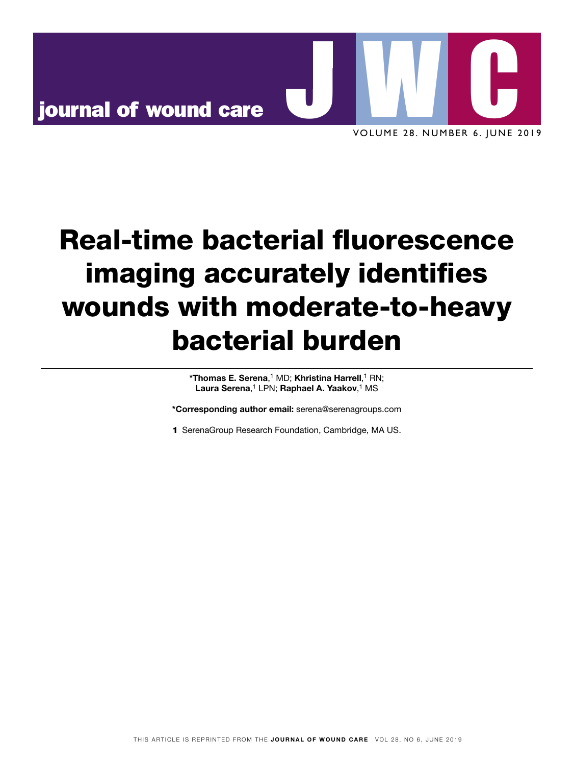# Real-time bacterial fluorescence imaging accurately identifies wounds with moderate-to-heavy bacterial burden

**\*Thomas E. Serena**,[1] MD; **Khristina Harrell**,[1] RN; **Laura Serena**,[1] LPN; **Raphael A. Yaakov**,[1] MS

**\*Corresponding author email:** serena@serenagroups.com

**1** SerenaGroup Research Foundation, Cambridge, MA US.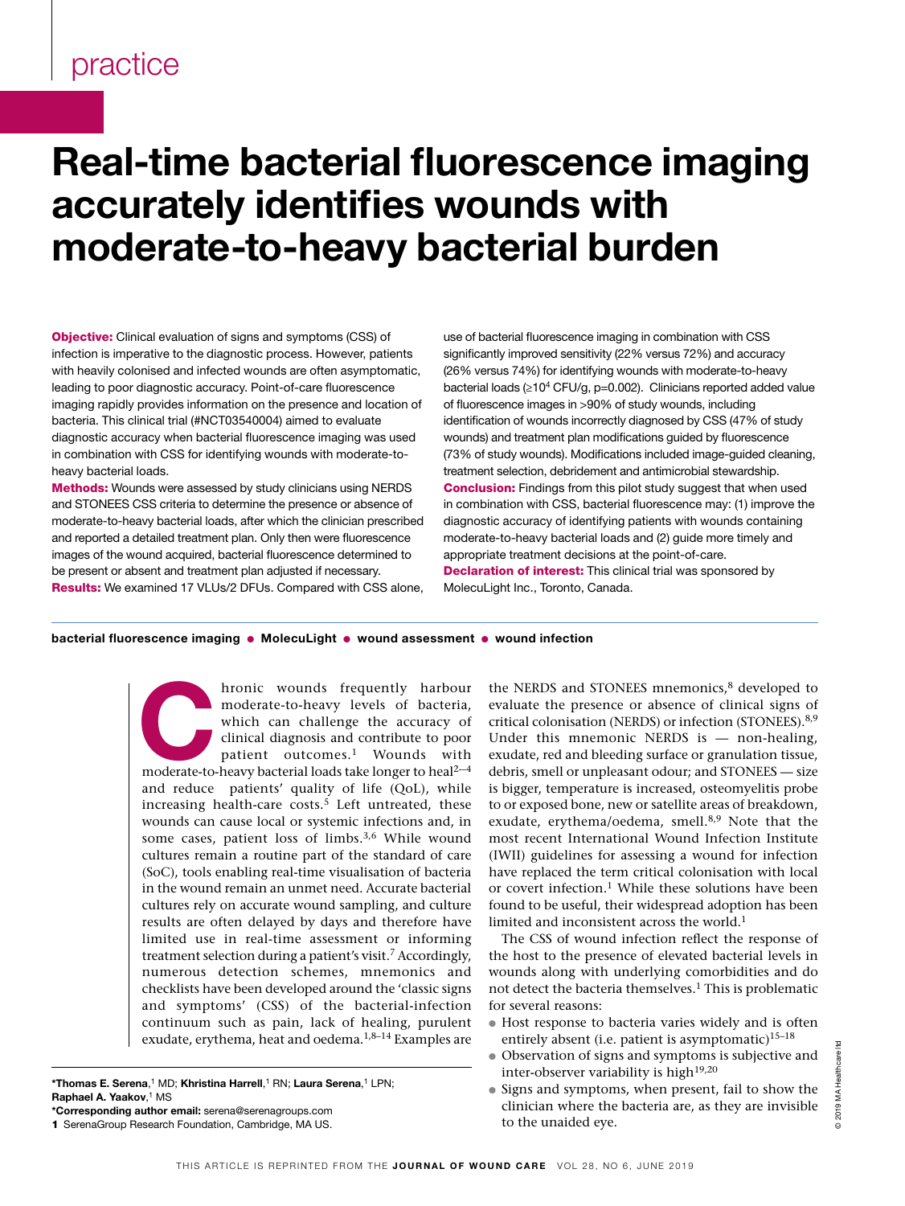practice

# Real-time bacterial fluorescence imaging accurately identifies wounds with moderate-to-heavy bacterial burden

**Objective:** Clinical evaluation of signs and symptoms (CSS) of infection is imperative to the diagnostic process. However, patients with heavily colonised and infected wounds are often asymptomatic, leading to poor diagnostic accuracy. Point-of-care fluorescence imaging rapidly provides information on the presence and location of bacteria. This clinical trial (#NCT03540004) aimed to evaluate diagnostic accuracy when bacterial fluorescence imaging was used in combination with CSS for identifying wounds with moderate-to-heavy bacterial loads.

**Methods:** Wounds were assessed by study clinicians using NERDS and STONEES CSS criteria to determine the presence or absence of moderate-to-heavy bacterial loads, after which the clinician prescribed and reported a detailed treatment plan. Only then were fluorescence images of the wound acquired, bacterial fluorescence determined to be present or absent and treatment plan adjusted if necessary.

**Results:** We examined 17 VLUs/2 DFUs. Compared with CSS alone, use of bacterial fluorescence imaging in combination with CSS significantly improved sensitivity (22% versus 72%) and accuracy (26% versus 74%) for identifying wounds with moderate-to-heavy bacterial loads (≥$10^4$ CFU/g, $p=0.002$). Clinicians reported added value of fluorescence images in >90% of study wounds, including identification of wounds incorrectly diagnosed by CSS (47% of study wounds) and treatment plan modifications guided by fluorescence (73% of study wounds). Modifications included image-guided cleaning, treatment selection, debridement and antimicrobial stewardship.

**Conclusion:** Findings from this pilot study suggest that when used in combination with CSS, bacterial fluorescence may: (1) improve the diagnostic accuracy of identifying patients with wounds containing moderate-to-heavy bacterial loads and (2) guide more timely and appropriate treatment decisions at the point-of-care.

**Declaration of interest:** This clinical trial was sponsored by MolecuLight Inc., Toronto, Canada.

**bacterial fluorescence imaging ● MoleculLight ● wound assessment ● wound infection**

Chronic wounds frequently harbour moderate-to-heavy levels of bacteria, which can challenge the accuracy of clinical diagnosis and contribute to poor patient outcomes.[1] Wounds with moderate-to-heavy bacterial loads take longer to heal[2–4] and reduce patients' quality of life (QoL), while increasing health-care costs.[5] Left untreated, these wounds can cause local or systemic infections and, in some cases, patient loss of limbs.[3,6] While wound cultures remain a routine part of the standard of care (SoC), tools enabling real-time visualisation of bacteria in the wound remain an unmet need. Accurate bacterial cultures rely on accurate wound sampling, and culture results are often delayed by days and therefore have limited use in real-time assessment or informing treatment selection during a patient's visit.[7] Accordingly, numerous detection schemes, mnemonics and checklists have been developed around the 'classic signs and symptoms' (CSS) of the bacterial-infection continuum such as pain, lack of healing, purulent exudate, erythema, heat and oedema.[1,8–14] Examples are the NERDS and STONEES mnemonics,[8] developed to evaluate the presence or absence of clinical signs of critical colonisation (NERDS) or infection (STONEES).[8,9] Under this mnemonic NERDS is — non-healing, exudate, red and bleeding surface or granulation tissue, debris, smell or unpleasant odour; and STONEES — size is bigger, temperature is increased, osteomyelitis probe to or exposed bone, new or satellite areas of breakdown, exudate, erythema/oedema, smell.[8,9] Note that the most recent International Wound Infection Institute (IWII) guidelines for assessing a wound for infection have replaced the term critical colonisation with local or covert infection.[1] While these solutions have been found to be useful, their widespread adoption has been limited and inconsistent across the world.[1]

The CSS of wound infection reflect the response of the host to the presence of elevated bacterial levels in wounds along with underlying comorbidities and do not detect the bacteria themselves.[1] This is problematic for several reasons:

- Host response to bacteria varies widely and is often entirely absent (i.e. patient is asymptomatic)[15–18]
- Observation of signs and symptoms is subjective and inter-observer variability is high[19,20]
- Signs and symptoms, when present, fail to show the clinician where the bacteria are, as they are invisible to the unaided eye.

*Thomas E. Serena,[1] MD; Khristina Harrell,[1] RN; Laura Serena,[1] LPN; Raphael A. Yaakov,[1] MS

*Corresponding author email: serena@serenagroups.com

1 SerenaGroup Research Foundation, Cambridge, MA US.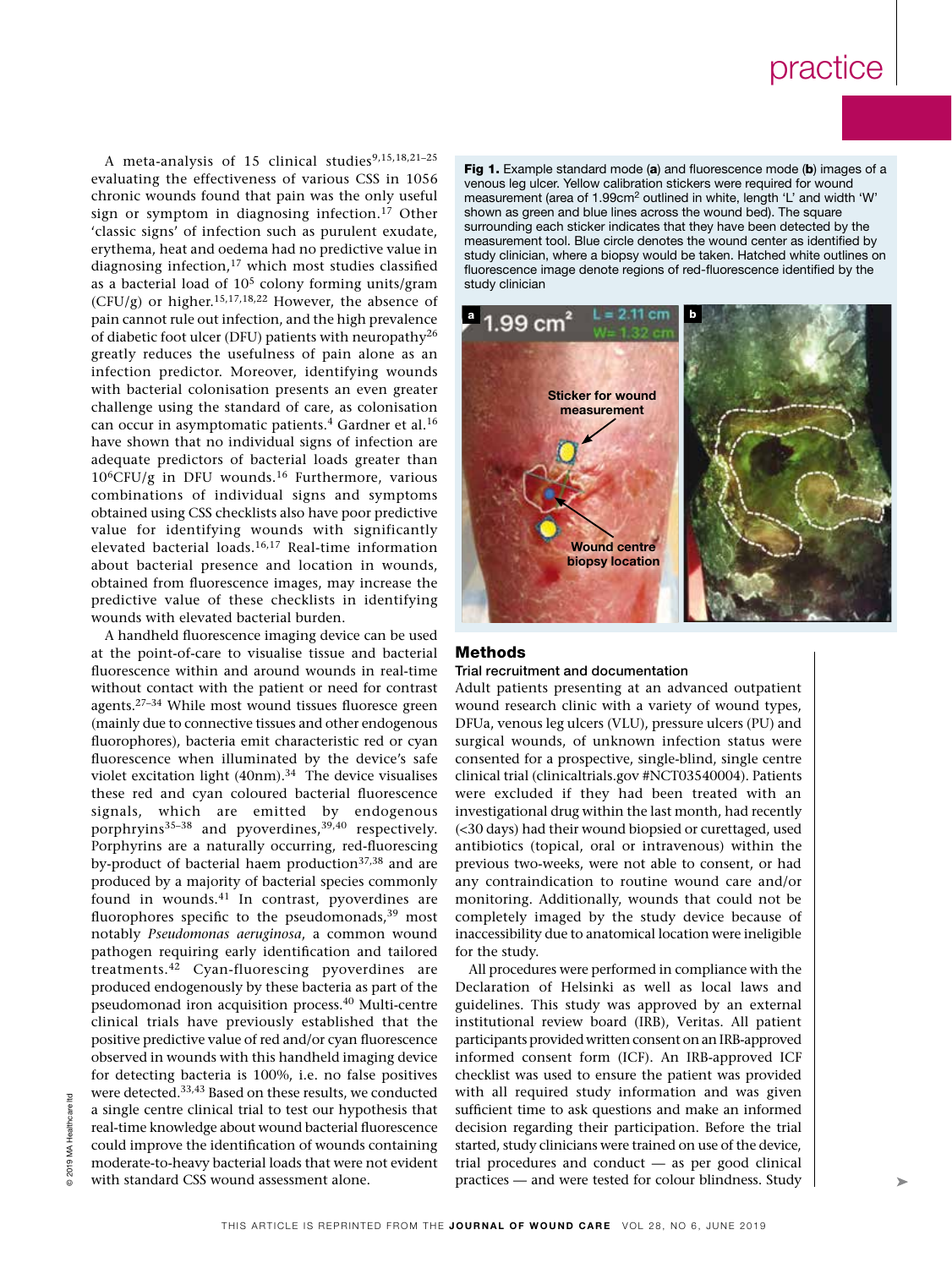A meta-analysis of 15 clinical studies[9,15,18,21–25] evaluating the effectiveness of various CSS in 1056 chronic wounds found that pain was the only useful sign or symptom in diagnosing infection,[17] which most studies classified as a bacterial load of $10^5$ colony forming units/gram (CFU/g) or higher.[15,17,18,22] However, the absence of pain cannot rule out infection, and the high prevalence of diabetic foot ulcer (DFU) patients with neuropathy[26] greatly reduces the usefulness of pain alone as an infection predictor. Moreover, identifying wounds with bacterial colonisation presents an even greater challenge using the standard of care, as colonisation can occur in asymptomatic patients.[4] Gardner et al.[16] have shown that no individual signs of infection are adequate predictors of bacterial loads greater than $10^6$CFU/g in DFU wounds.[16] Furthermore, various combinations of individual signs and symptoms obtained using CSS checklists also have poor predictive value for identifying wounds with significantly elevated bacterial loads.[16,17] Real-time information about bacterial presence and location in wounds, obtained from fluorescence images, may increase the predictive value of these checklists in identifying wounds with elevated bacterial burden.

A handheld fluorescence imaging device can be used at the point-of-care to visualise tissue and bacterial fluorescence within and around wounds in real-time without contact with the patient or need for contrast agents.[27–34] While most wound tissues fluoresce green (mainly due to connective tissues and other endogenous fluorophores), bacteria emit characteristic red or cyan fluorescence when illuminated by the device's safe violet excitation light (40nm).[34] The device visualises these red and cyan coloured bacterial fluorescence signals, which are emitted by endogenous porphyrins[35–38] and pyoverdines,[39,40] respectively. Porphyrins are a naturally occurring, red-fluorescing by-product of bacterial haem production[37,38] and are produced by a majority of bacterial species commonly found in wounds.[41] In contrast, pyoverdines are fluorophores specific to the pseudomonads,[39] most notably *Pseudomonas aeruginosa*, a common wound pathogen requiring early identification and tailored treatments.[42] Cyan-fluorescing pyoverdines are produced endogenously by these bacteria as part of the pseudomonad iron acquisition process.[40] Multi-centre clinical trials have previously established that the positive predictive value of red and/or cyan fluorescence observed in wounds with this handheld imaging device for detecting bacteria is 100%, i.e. no false positives were detected.[33,43] Based on these results, we conducted a single centre clinical trial to test our hypothesis that real-time knowledge about wound bacterial fluorescence could improve the identification of wounds containing moderate-to-heavy bacterial loads that were not evident with standard CSS wound assessment alone.

**Fig 1.** Example standard mode (**a**) and fluorescence mode (**b**) images of a venous leg ulcer. Yellow calibration stickers were required for wound measurement (area of 1.99cm$^2$ outlined in white, length 'L' and width 'W' shown as green and blue lines across the wound bed). The square surrounding each sticker indicates that they have been detected by the measurement tool. Blue circle denotes the wound center as identified by study clinician, where a biopsy would be taken. Hatched white outlines on fluorescence image denote regions of red-fluorescence identified by the study clinician

a
1.99 cm²
L = 2.11 cm
W= 1.32 cm
Sticker for wound measurement
Wound centre biopsy location
b

## Methods

### Trial recruitment and documentation

Adult patients presenting at an advanced outpatient wound research clinic with a variety of wound types, DFUa, venous leg ulcers (VLU), pressure ulcers (PU) and surgical wounds, of unknown infection status were consented for a prospective, single-blind, single centre clinical trial (clinicaltrials.gov #NCT03540004). Patients were excluded if they had been treated with an investigational drug within the last month, had recently (<30 days) had their wound biopsied or curettaged, used antibiotics (topical, oral or intravenous) within the previous two-weeks, were not able to consent, or had any contraindication to routine wound care and/or monitoring. Additionally, wounds that could not be completely imaged by the study device because of inaccessibility due to anatomical location were ineligible for the study.

All procedures were performed in compliance with the Declaration of Helsinki as well as local laws and guidelines. This study was approved by an external institutional review board (IRB), Veritas. All patient participants provided written consent on an IRB-approved informed consent form (ICF). An IRB-approved ICF checklist was used to ensure the patient was provided with all required study information and was given sufficient time to ask questions and make an informed decision regarding their participation. Before the trial started, study clinicians were trained on use of the device, trial procedures and conduct — as per good clinical practices — and were tested for colour blindness. Study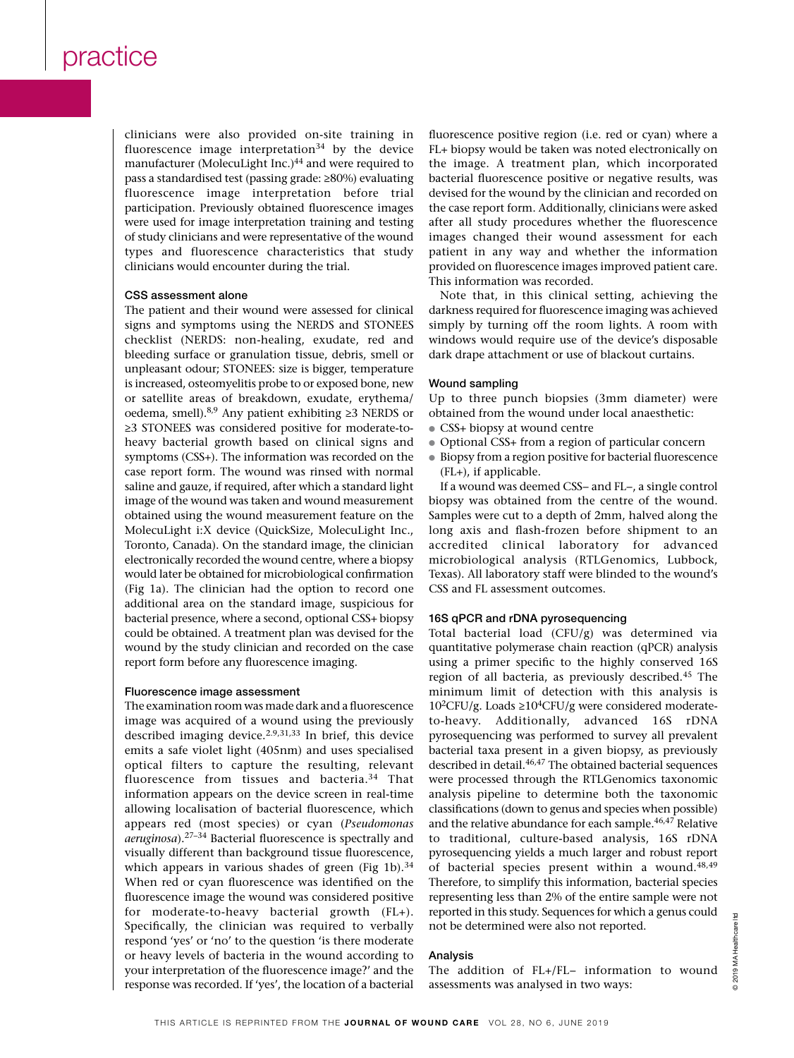clinicians were also provided on-site training in fluorescence image interpretation[34] by the device manufacturer (MolecuLight Inc.)[44] and were required to pass a standardised test (passing grade: ≥80%) evaluating fluorescence image interpretation before trial participation. Previously obtained fluorescence images were used for image interpretation training and testing of study clinicians and were representative of the wound types and fluorescence characteristics that study clinicians would encounter during the trial.

#### CSS assessment alone

The patient and their wound were assessed for clinical signs and symptoms using the NERDS and STONEES checklist (NERDS: non-healing, exudate, red and bleeding surface or granulation tissue, debris, smell or unpleasant odour; STONEES: size is bigger, temperature is increased, osteomyelitis probe to or exposed bone, new or satellite areas of breakdown, exudate, erythema/oedema, smell).[8,9] Any patient exhibiting ≥3 NERDS or ≥3 STONEES was considered positive for moderate-to-heavy bacterial growth based on clinical signs and symptoms (CSS+). The information was recorded on the case report form. The wound was rinsed with normal saline and gauze, if required, after which a standard light image of the wound was taken and wound measurement obtained using the wound measurement feature on the MolecuLight i:X device (QuickSize, MolecuLight Inc., Toronto, Canada). On the standard image, the clinician electronically recorded the wound centre, where a biopsy would later be obtained for microbiological confirmation (Fig 1a). The clinician had the option to record one additional area on the standard image, suspicious for bacterial presence, where a second, optional CSS+ biopsy could be obtained. A treatment plan was devised for the wound by the study clinician and recorded on the case report form before any fluorescence imaging.

#### Fluorescence image assessment

The examination room was made dark and a fluorescence image was acquired of a wound using the previously described imaging device.[2,9,31,33] In brief, this device emits a safe violet light (405nm) and uses specialised optical filters to capture the resulting, relevant fluorescence from tissues and bacteria.[34] That information appears on the device screen in real-time allowing localisation of bacterial fluorescence, which appears red (most species) or cyan (*Pseudomonas aeruginosa*).[27–34] Bacterial fluorescence is spectrally and visually different than background tissue fluorescence, which appears in various shades of green (Fig 1b).[34] When red or cyan fluorescence was identified on the fluorescence image the wound was considered positive for moderate-to-heavy bacterial growth (FL+). Specifically, the clinician was required to verbally respond 'yes' or 'no' to the question 'is there moderate or heavy levels of bacteria in the wound according to your interpretation of the fluorescence image?' and the response was recorded. If 'yes', the location of a bacterial fluorescence positive region (i.e. red or cyan) where a FL+ biopsy would be taken was noted electronically on the image. A treatment plan, which incorporated bacterial fluorescence positive or negative results, was devised for the wound by the clinician and recorded on the case report form. Additionally, clinicians were asked after all study procedures whether the fluorescence images changed their wound assessment for each patient in any way and whether the information provided on fluorescence images improved patient care. This information was recorded.

Note that, in this clinical setting, achieving the darkness required for fluorescence imaging was achieved simply by turning off the room lights. A room with windows would require use of the device's disposable dark drape attachment or use of blackout curtains.

#### Wound sampling

Up to three punch biopsies (3mm diameter) were obtained from the wound under local anaesthetic:

- CSS+ biopsy at wound centre
- Optional CSS+ from a region of particular concern
- Biopsy from a region positive for bacterial fluorescence (FL+), if applicable.

If a wound was deemed CSS– and FL–, a single control biopsy was obtained from the centre of the wound. Samples were cut to a depth of 2mm, halved along the long axis and flash-frozen before shipment to an accredited clinical laboratory for advanced microbiological analysis (RTLGenomics, Lubbock, Texas). All laboratory staff were blinded to the wound's CSS and FL assessment outcomes.

#### 16S qPCR and rDNA pyrosequencing

Total bacterial load (CFU/g) was determined via quantitative polymerase chain reaction (qPCR) analysis using a primer specific to the highly conserved 16S region of all bacteria, as previously described.[45] The minimum limit of detection with this analysis is $10^2$CFU/g. Loads ≥$10^4$CFU/g were considered moderate-to-heavy. Additionally, advanced 16S rDNA pyrosequencing was performed to survey all prevalent bacterial taxa present in a given biopsy, as previously described in detail.[46,47] The obtained bacterial sequences were processed through the RTLGenomics taxonomic analysis pipeline to determine both the taxonomic classifications (down to genus and species when possible) and the relative abundance for each sample.[46,47] Relative to traditional, culture-based analysis, 16S rDNA pyrosequencing yields a much larger and robust report of bacterial species present within a wound.[48,49] Therefore, to simplify this information, bacterial species representing less than 2% of the entire sample were not reported in this study. Sequences for which a genus could not be determined were also not reported.

#### Analysis

The addition of FL+/FL– information to wound assessments was analysed in two ways: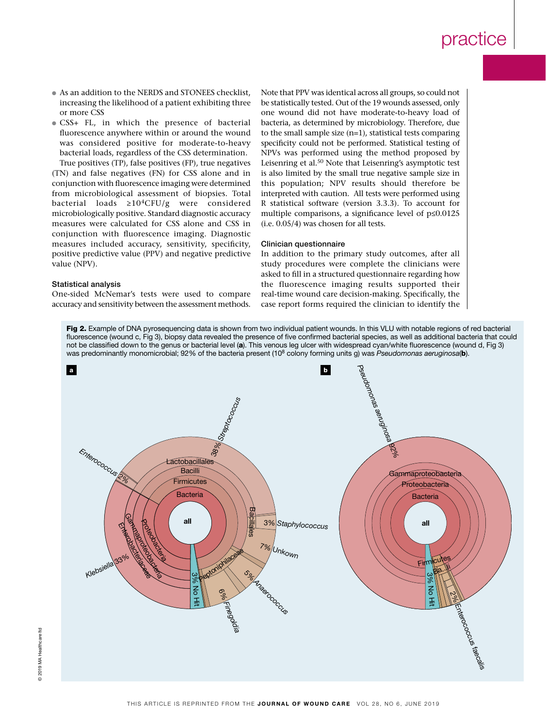- As an addition to the NERDS and STONEES checklist, increasing the likelihood of a patient exhibiting three or more CSS
- CSS+ FL, in which the presence of bacterial fluorescence anywhere within or around the wound was considered positive for moderate-to-heavy bacterial loads, regardless of the CSS determination.

True positives (TP), false positives (FP), true negatives (TN) and false negatives (FN) for CSS alone and in conjunction with fluorescence imaging were determined from microbiological assessment of biopsies. Total bacterial loads $\geq 10^4$CFU/g were considered microbiologically positive. Standard diagnostic accuracy measures were calculated for CSS alone and CSS in conjunction with fluorescence imaging. Diagnostic measures included accuracy, sensitivity, specificity, positive predictive value (PPV) and negative predictive value (NPV).

### Statistical analysis

One-sided McNemar's tests were used to compare accuracy and sensitivity between the assessment methods. Note that PPV was identical across all groups, so could not be statistically tested. Out of the 19 wounds assessed, only one wound did not have moderate-to-heavy load of bacteria, as determined by microbiology. Therefore, due to the small sample size (n=1), statistical tests comparing specificity could not be performed. Statistical testing of NPVs was performed using the method proposed by Leisenring et al.[50] Note that Leisenring's asymptotic test is also limited by the small true negative sample size in this population; NPV results should therefore be interpreted with caution. All tests were performed using R statistical software (version 3.3.3). To account for multiple comparisons, a significance level of $p \leq 0.0125$ (i.e. 0.05/4) was chosen for all tests.

### Clinician questionnaire

In addition to the primary study outcomes, after all study procedures were complete the clinicians were asked to fill in a structured questionnaire regarding how the fluorescence imaging results supported their real-time wound care decision-making. Specifically, the case report forms required the clinician to identify the

**Fig 2.** Example of DNA pyrosequencing data is shown from two individual patient wounds. In this VLU with notable regions of red bacterial fluorescence (wound c, Fig 3), biopsy data revealed the presence of five confirmed bacterial species, as well as additional bacteria that could not be classified down to the genus or bacterial level (**a**). This venous leg ulcer with widespread cyan/white fluorescence (wound d, Fig 3) was predominantly monomicrobial; 92% of the bacteria present ($10^8$ colony forming units g) was *Pseudomonas aeruginosa*(**b**).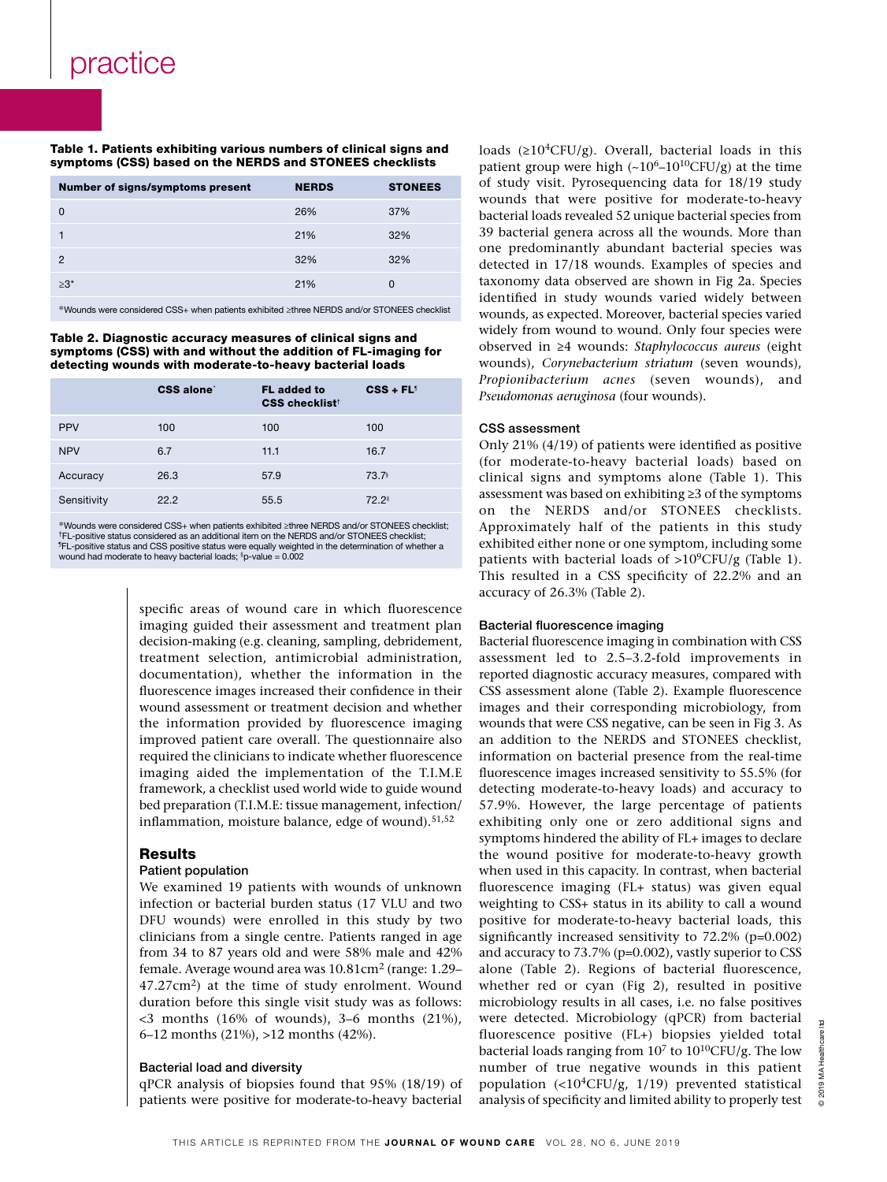**Table 1. Patients exhibiting various numbers of clinical signs and symptoms (CSS) based on the NERDS and STONEES checklists**

| Number of signs/symptoms present | NERDS | STONEES |
|---|---|---|
| 0 | 26% | 37% |
| 1 | 21% | 32% |
| 2 | 32% | 32% |
| ≥3* | 21% | 0 |

*Wounds were considered CSS+ when patients exhibited ≥three NERDS and/or STONEES checklist

**Table 2. Diagnostic accuracy measures of clinical signs and symptoms (CSS) with and without the addition of FL-imaging for detecting wounds with moderate-to-heavy bacterial loads**

| | CSS alone* | FL added to CSS checklist† | CSS + FL¶ |
|---|---|---|---|
| PPV | 100 | 100 | 100 |
| NPV | 6.7 | 11.1 | 16.7 |
| Accuracy | 26.3 | 57.9 | 73.7§ |
| Sensitivity | 22.2 | 55.5 | 72.2§ |

*Wounds were considered CSS+ when patients exhibited ≥three NERDS and/or STONEES checklist; †FL-positive status considered as an additional item on the NERDS and/or STONEES checklist; ¶FL-positive status and CSS positive status were equally weighted in the determination of whether a wound had moderate to heavy bacterial loads; §p-value = 0.002

specific areas of wound care in which fluorescence imaging guided their assessment and treatment plan decision-making (e.g. cleaning, sampling, debridement, treatment selection, antimicrobial administration, documentation), whether the information in the fluorescence images increased their confidence in their wound assessment or treatment decision and whether the information provided by fluorescence imaging improved patient care overall. The questionnaire also required the clinicians to indicate whether fluorescence imaging aided the implementation of the T.I.M.E framework, a checklist used world wide to guide wound bed preparation (T.I.M.E: tissue management, infection/inflammation, moisture balance, edge of wound).[51,52]

## Results

### Patient population

We examined 19 patients with wounds of unknown infection or bacterial burden status (17 VLU and two DFU wounds) were enrolled in this study by two clinicians from a single centre. Patients ranged in age from 34 to 87 years old and were 58% male and 42% female. Average wound area was 10.81cm$^2$ (range: 1.29–47.27cm$^2$) at the time of study enrolment. Wound duration before this single visit study was as follows: <3 months (16% of wounds), 3–6 months (21%), 6–12 months (21%), >12 months (42%).

### Bacterial load and diversity

qPCR analysis of biopsies found that 95% (18/19) of patients were positive for moderate-to-heavy bacterial loads (≥10$^4$CFU/g). Overall, bacterial loads in this patient group were high (~10$^6$–10$^{10}$CFU/g) at the time of study visit. Pyrosequencing data for 18/19 study wounds that were positive for moderate-to-heavy bacterial loads revealed 52 unique bacterial species from 39 bacterial genera across all the wounds. More than one predominantly abundant bacterial species was detected in 17/18 wounds. Examples of species and taxonomy data observed are shown in Fig 2a. Species identified in study wounds varied widely between wounds, as expected. Moreover, bacterial species varied widely from wound to wound. Only four species were observed in ≥4 wounds: *Staphylococcus aureus* (eight wounds), *Corynebacterium striatum* (seven wounds), *Propionibacterium acnes* (seven wounds), and *Pseudomonas aeruginosa* (four wounds).

### CSS assessment

Only 21% (4/19) of patients were identified as positive (for moderate-to-heavy bacterial loads) based on clinical signs and symptoms alone (Table 1). This assessment was based on exhibiting ≥3 of the symptoms on the NERDS and/or STONEES checklists. Approximately half of the patients in this study exhibited either none or one symptom, including some patients with bacterial loads of >10$^9$CFU/g (Table 1). This resulted in a CSS specificity of 22.2% and an accuracy of 26.3% (Table 2).

### Bacterial fluorescence imaging

Bacterial fluorescence imaging in combination with CSS assessment led to 2.5–3.2-fold improvements in reported diagnostic accuracy measures, compared with CSS assessment alone (Table 2). Example fluorescence images and their corresponding microbiology, from wounds that were CSS negative, can be seen in Fig 3. As an addition to the NERDS and STONEES checklist, information on bacterial presence from the real-time fluorescence images increased sensitivity to 55.5% (for detecting moderate-to-heavy loads) and accuracy to 57.9%. However, the large percentage of patients exhibiting only one or zero additional signs and symptoms hindered the ability of FL+ images to declare the wound positive for moderate-to-heavy growth when used in this capacity. In contrast, when bacterial fluorescence imaging (FL+ status) was given equal weighting to CSS+ status in its ability to call a wound positive for moderate-to-heavy bacterial loads, this significantly increased sensitivity to 72.2% (p=0.002) and accuracy to 73.7% (p=0.002), vastly superior to CSS alone (Table 2). Regions of bacterial fluorescence, whether red or cyan (Fig 2), resulted in positive microbiology results in all cases, i.e. no false positives were detected. Microbiology (qPCR) from bacterial fluorescence positive (FL+) biopsies yielded total bacterial loads ranging from 10$^7$ to 10$^{10}$CFU/g. The low number of true negative wounds in this patient population (<10$^4$CFU/g, 1/19) prevented statistical analysis of specificity and limited ability to properly test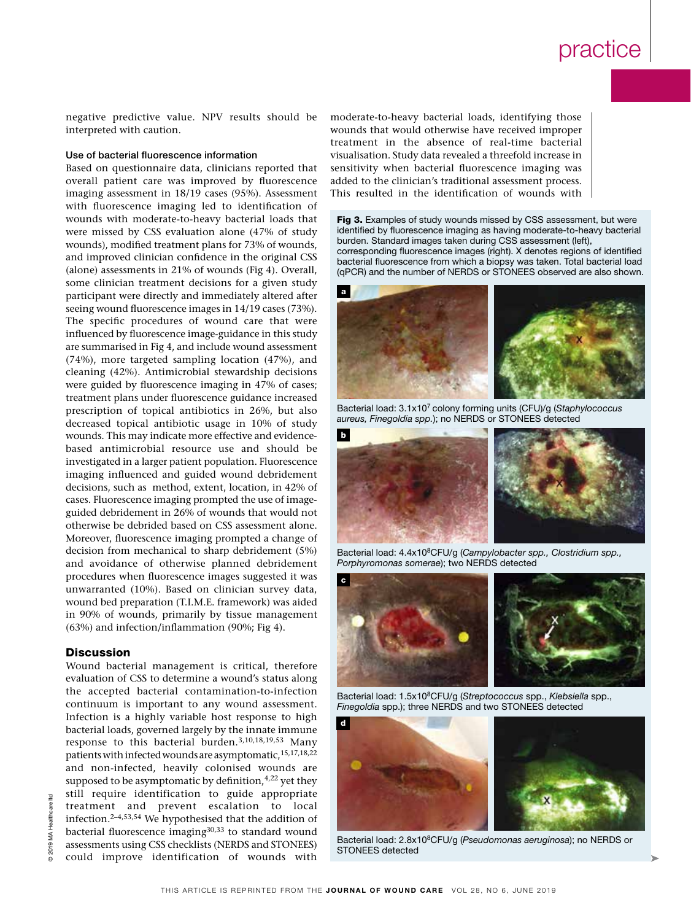negative predictive value. NPV results should be interpreted with caution.

### Use of bacterial fluorescence information

Based on questionnaire data, clinicians reported that overall patient care was improved by fluorescence imaging assessment in 18/19 cases (95%). Assessment with fluorescence imaging led to identification of wounds with moderate-to-heavy bacterial loads that were missed by CSS evaluation alone (47% of study wounds), modified treatment plans for 73% of wounds, and improved clinician confidence in the original CSS (alone) assessments in 21% of wounds (Fig 4). Overall, some clinician treatment decisions for a given study participant were directly and immediately altered after seeing wound fluorescence images in 14/19 cases (73%). The specific procedures of wound care that were influenced by fluorescence image-guidance in this study are summarised in Fig 4, and include wound assessment (74%), more targeted sampling location (47%), and cleaning (42%). Antimicrobial stewardship decisions were guided by fluorescence imaging in 47% of cases; treatment plans under fluorescence guidance increased prescription of topical antibiotics in 26%, but also decreased topical antibiotic usage in 10% of study wounds. This may indicate more effective and evidence-based antimicrobial resource use and should be investigated in a larger patient population. Fluorescence imaging influenced and guided wound debridement decisions, such as method, extent, location, in 42% of cases. Fluorescence imaging prompted the use of image-guided debridement in 26% of wounds that would not otherwise be debrided based on CSS assessment alone. Moreover, fluorescence imaging prompted a change of decision from mechanical to sharp debridement (5%) and avoidance of otherwise planned debridement procedures when fluorescence images suggested it was unwarranted (10%). Based on clinician survey data, wound bed preparation (T.I.M.E. framework) was aided in 90% of wounds, primarily by tissue management (63%) and infection/inflammation (90%; Fig 4).

## Discussion

Wound bacterial management is critical, therefore evaluation of CSS to determine a wound's status along the accepted bacterial contamination-to-infection continuum is important to any wound assessment. Infection is a highly variable host response to high bacterial loads, governed largely by the innate immune response to this bacterial burden.[3,10,18,19,53] Many patients with infected wounds are asymptomatic,[15,17,18,22] and non-infected, heavily colonised wounds are supposed to be asymptomatic by definition,[4,22] yet they still require identification to guide appropriate treatment and prevent escalation to local infection.[2–4,53,54] We hypothesised that the addition of bacterial fluorescence imaging[30,33] to standard wound assessments using CSS checklists (NERDS and STONEES) could improve identification of wounds with moderate-to-heavy bacterial loads, identifying those wounds that would otherwise have received improper treatment in the absence of real-time bacterial visualisation. Study data revealed a threefold increase in sensitivity when bacterial fluorescence imaging was added to the clinician's traditional assessment process. This resulted in the identification of wounds with

**Fig 3.** Examples of study wounds missed by CSS assessment, but were identified by fluorescence imaging as having moderate-to-heavy bacterial burden. Standard images taken during CSS assessment (left), corresponding fluorescence images (right). X denotes regions of identified bacterial fluorescence from which a biopsy was taken. Total bacterial load (qPCR) and the number of NERDS or STONEES observed are also shown.

**a** Bacterial load: $3.1\times10^7$ colony forming units (CFU)/g (*Staphylococcus aureus*, *Finegoldia spp.*); no NERDS or STONEES detected

**b** Bacterial load: $4.4\times10^8$CFU/g (*Campylobacter spp.*, *Clostridium spp.*, *Porphyromonas somerae*); two NERDS detected

**c** Bacterial load: $1.5\times10^8$CFU/g (*Streptococcus* spp., *Klebsiella* spp., *Finegoldia* spp.); three NERDS and two STONEES detected

**d** Bacterial load: $2.8\times10^8$CFU/g (*Pseudomonas aeruginosa*); no NERDS or STONEES detected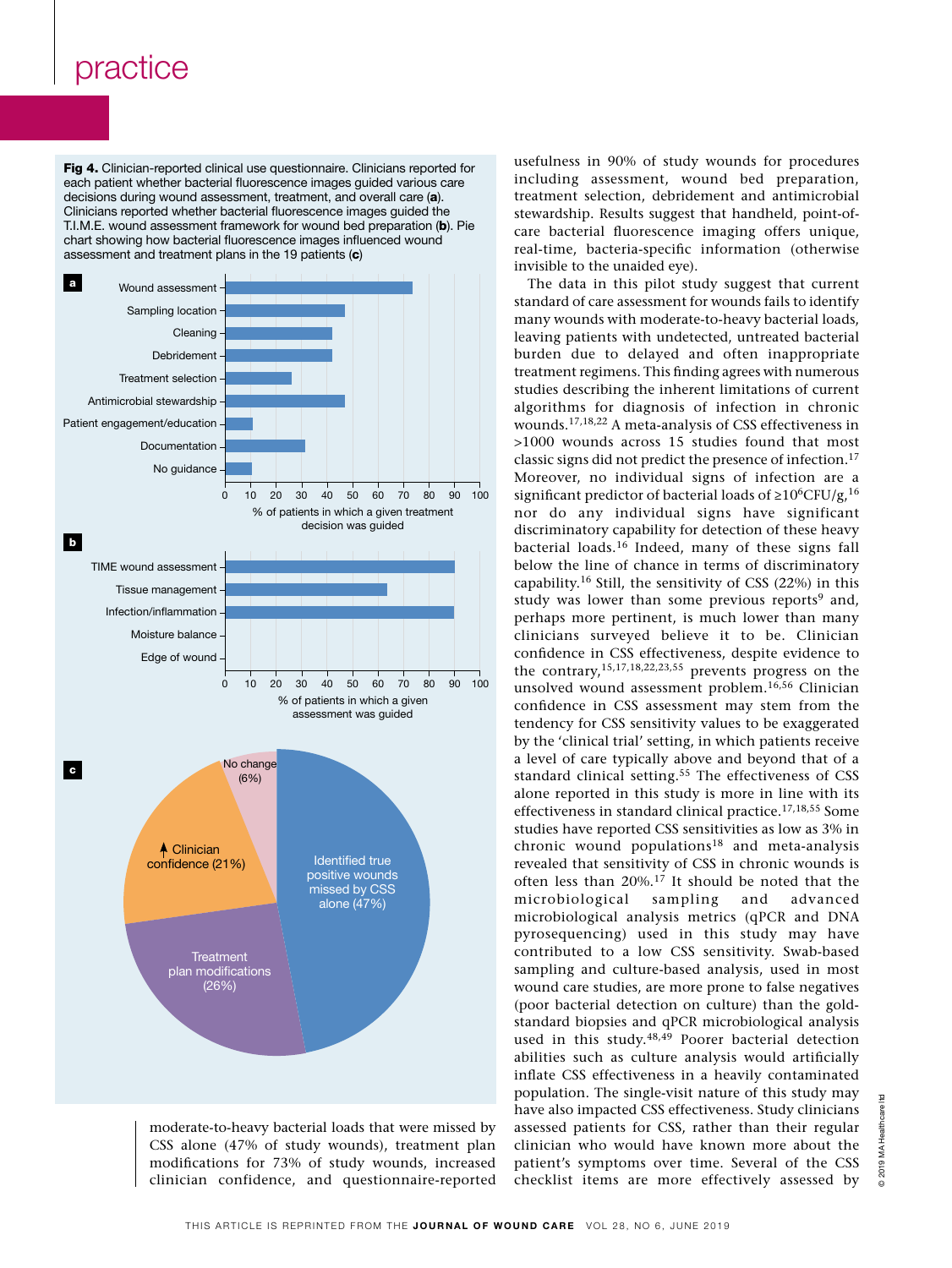**Fig 4.** Clinician-reported clinical use questionnaire. Clinicians reported for each patient whether bacterial fluorescence images guided various care decisions during wound assessment, treatment, and overall care (**a**). Clinicians reported whether bacterial fluorescence images guided the T.I.M.E. wound assessment framework for wound bed preparation (**b**). Pie chart showing how bacterial fluorescence images influenced wound assessment and treatment plans in the 19 patients (**c**)

moderate-to-heavy bacterial loads that were missed by CSS alone (47% of study wounds), treatment plan modifications for 73% of study wounds, increased clinician confidence, and questionnaire-reported usefulness in 90% of study wounds for procedures including assessment, wound bed preparation, treatment selection, debridement and antimicrobial stewardship. Results suggest that handheld, point-of-care bacterial fluorescence imaging offers unique, real-time, bacteria-specific information (otherwise invisible to the unaided eye).

The data in this pilot study suggest that current standard of care assessment for wounds fails to identify many wounds with moderate-to-heavy bacterial loads, leaving patients with undetected, untreated bacterial burden due to delayed and often inappropriate treatment regimens. This finding agrees with numerous studies describing the inherent limitations of current algorithms for diagnosis of infection in chronic wounds.[17,18,22] A meta-analysis of CSS effectiveness in >1000 wounds across 15 studies found that most classic signs did not predict the presence of infection.[17] Moreover, no individual signs are a significant predictor of bacterial loads of $\geq 10^6$CFU/g,[16] nor do any individual signs have significant discriminatory capability for detection of these heavy bacterial loads.[16] Indeed, many of these signs fall below the line of chance in terms of discriminatory capability.[16] Still, the sensitivity of CSS (22%) in this study was lower than some previous reports[9] and, perhaps more pertinent, is much lower than many clinicians surveyed believe it to be. Clinician confidence in CSS effectiveness, despite evidence to the contrary,[15,17,18,22,23,55] prevents progress on the unsolved wound assessment problem.[16,56] Clinician confidence in CSS assessment may stem from the tendency for CSS sensitivity values to be exaggerated by the 'clinical trial' setting, in which patients receive a level of care typically above and beyond that of a standard clinical setting.[55] The effectiveness of CSS alone reported in this study is more in line with its effectiveness in standard clinical practice.[17,18,55] Some studies have reported CSS sensitivities as low as 3% in chronic wound populations[18] and meta-analysis revealed that sensitivity of CSS in chronic wounds is often less than 20%.[17] It should be noted that the microbiological sampling and advanced microbiological analysis metrics (qPCR and DNA pyrosequencing) used in this study may have contributed to a low CSS sensitivity. Swab-based sampling and culture-based analysis, used in most wound care studies, are more prone to false negatives (poor bacterial detection on culture) than the gold-standard biopsies and qPCR microbiological analysis used in this study.[48,49] Poorer bacterial detection abilities such as culture analysis would artificially inflate CSS effectiveness in a heavily contaminated population. The single-visit nature of this study may have also impacted CSS effectiveness. Study clinicians assessed patients for CSS, rather than their regular clinician who would have known more about the patient's symptoms over time. Several of the CSS checklist items are more effectively assessed by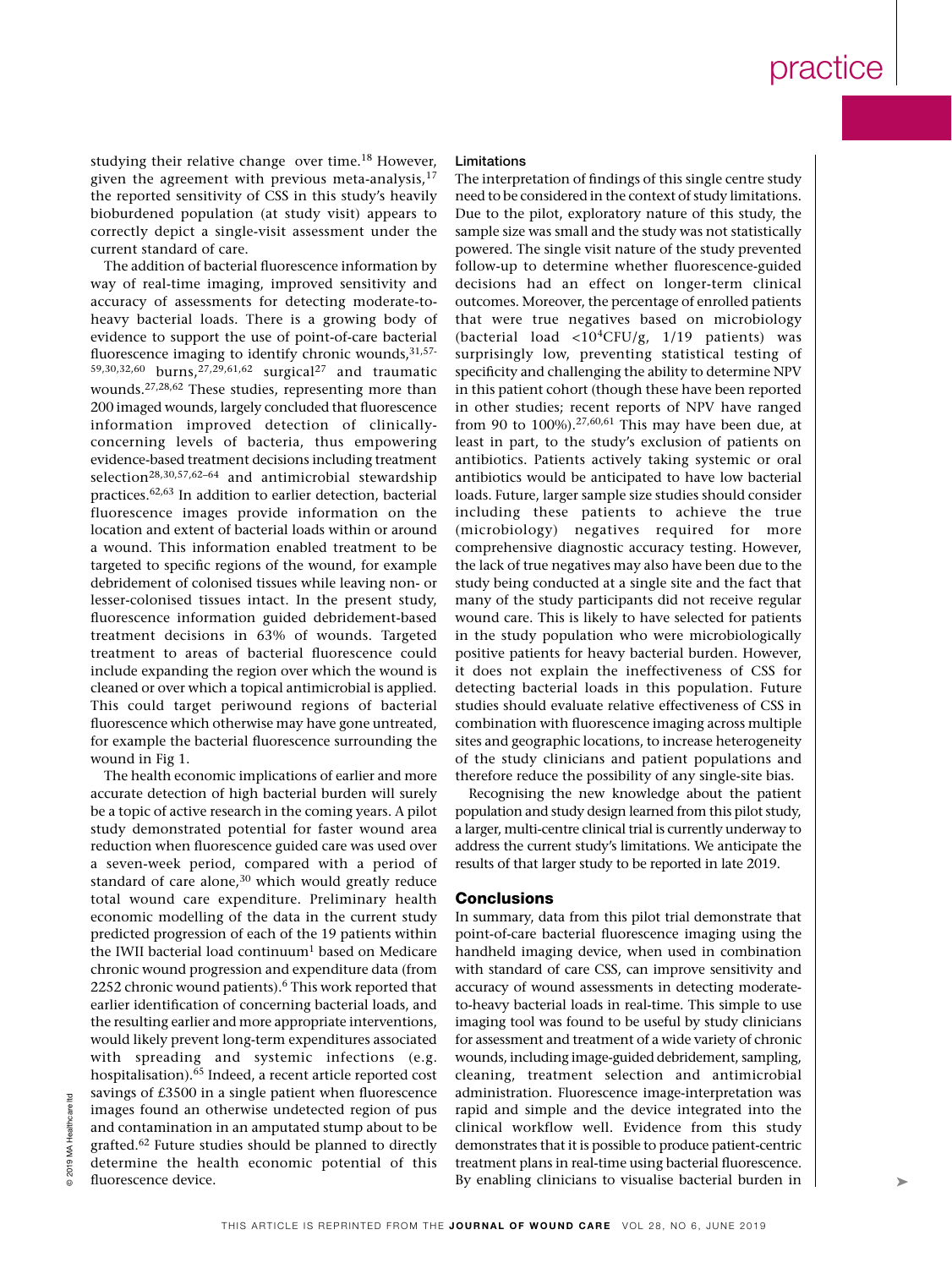studying their relative change over time.[18] However, given the agreement with previous meta-analysis,[17] the reported sensitivity of CSS in this study's heavily bioburdened population (at study visit) appears to correctly depict a single-visit assessment under the current standard of care.

The addition of bacterial fluorescence information by way of real-time imaging, improved sensitivity and accuracy of assessments for detecting moderate-to-heavy bacterial loads. There is a growing body of evidence to support the use of point-of-care bacterial fluorescence imaging to identify chronic wounds,[31,57-59,30,32,60] burns,[27,29,61,62] surgical[27] and traumatic wounds.[27,28,62] These studies, representing more than 200 imaged wounds, largely concluded that fluorescence information improved detection of clinically-concerning levels of bacteria, thus empowering evidence-based treatment decisions including treatment selection[28,30,57,62–64] and antimicrobial stewardship practices.[62,63] In addition to earlier detection, bacterial fluorescence images provide information on the location and extent of bacterial loads within or around a wound. This information enabled treatment to be targeted to specific regions of the wound, for example debridement of colonised tissues while leaving non- or lesser-colonised tissues intact. In the present study, fluorescence information guided debridement-based treatment decisions in 63% of wounds. Targeted treatment to areas of bacterial fluorescence could include expanding the region over which the wound is cleaned or over which a topical antimicrobial is applied. This could target periwound regions of bacterial fluorescence which otherwise may have gone untreated, for example the bacterial fluorescence surrounding the wound in Fig 1.

The health economic implications of earlier and more accurate detection of high bacterial burden will surely be a topic of active research in the coming years. A pilot study demonstrated potential for faster wound area reduction when fluorescence guided care was used over a seven-week period, compared with a period of standard of care alone,[30] which would greatly reduce total wound care expenditure. Preliminary health economic modelling of the data in the current study predicted progression of each of the 19 patients within the IWII bacterial load continuum[1] based on Medicare chronic wound progression and expenditure data (from 2252 chronic wound patients).[6] This work reported that earlier identification of concerning bacterial loads, and the resulting earlier and more appropriate interventions, would likely prevent long-term expenditures associated with spreading and systemic infections (e.g. hospitalisation).[65] Indeed, a recent article reported cost savings of £3500 in a single patient when fluorescence images found an otherwise undetected region of pus and contamination in an amputated stump about to be grafted.[62] Future studies should be planned to directly determine the health economic potential of this fluorescence device.

#### Limitations

The interpretation of findings of this single centre study need to be considered in the context of study limitations. Due to the pilot, exploratory nature of this study, the sample size was small and the study was not statistically powered. The single visit nature of the study prevented follow-up to determine whether fluorescence-guided decisions had an effect on longer-term clinical outcomes. Moreover, the percentage of enrolled patients that were true negatives based on microbiology (bacterial load $<10^4$CFU/g, 1/19 patients) was surprisingly low, preventing statistical testing of specificity and challenging the ability to determine NPV in this patient cohort (though these have been reported in other studies; recent reports of NPV have ranged from 90 to 100%).[27,60,61] This may have been due, at least in part, to the study's exclusion of patients on antibiotics. Patients actively taking systemic or oral antibiotics would be anticipated to have low bacterial loads. Future, larger sample size studies should consider including these patients to achieve the true (microbiology) negatives required for more comprehensive diagnostic accuracy testing. However, the lack of true negatives may also have been due to the study being conducted at a single site and the fact that many of the study participants did not receive regular wound care. This is likely to have selected for patients in the study population who were microbiologically positive patients for heavy bacterial burden. However, it does not explain the ineffectiveness of CSS for detecting bacterial loads in this population. Future studies should evaluate relative effectiveness of CSS in combination with fluorescence imaging across multiple sites and geographic locations, to increase heterogeneity of the study clinicians and patient populations and therefore reduce the possibility of any single-site bias.

Recognising the new knowledge about the patient population and study design learned from this pilot study, a larger, multi-centre clinical trial is currently underway to address the current study's limitations. We anticipate the results of that larger study to be reported in late 2019.

## Conclusions

In summary, data from this pilot trial demonstrate that point-of-care bacterial fluorescence imaging using the handheld imaging device, when used in combination with standard of care CSS, can improve sensitivity and accuracy of wound assessments in detecting moderate-to-heavy bacterial loads in real-time. This simple to use imaging tool was found to be useful by study clinicians for assessment and treatment of a wide variety of chronic wounds, including image-guided debridement, sampling, cleaning, treatment selection and antimicrobial administration. Fluorescence image-interpretation was rapid and simple and the device integrated into the clinical workflow well. Evidence from this study demonstrates that it is possible to produce patient-centric treatment plans in real-time using bacterial fluorescence. By enabling clinicians to visualise bacterial burden in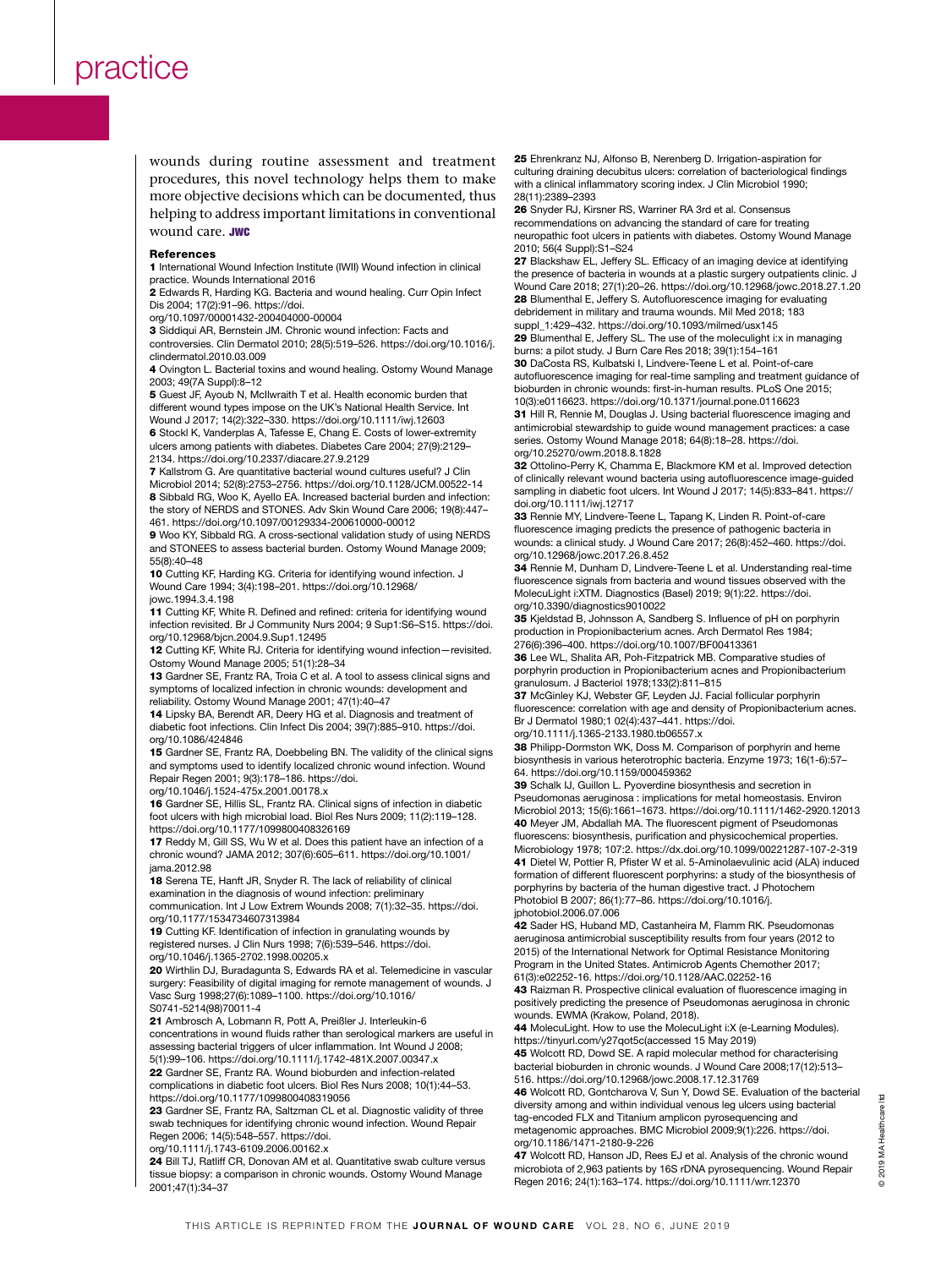wounds during routine assessment and treatment procedures, this novel technology helps them to make more objective decisions which can be documented, thus helping to address important limitations in conventional wound care. **JWC**

### References

1 International Wound Infection Institute (IWII) Wound infection in clinical practice. Wounds International 2016

2 Edwards R, Harding KG. Bacteria and wound healing. Curr Opin Infect Dis 2004; 17(2):91–96. https://doi.org/10.1097/00001432-200404000-00004

3 Siddiqui AR, Bernstein JM. Chronic wound infection: Facts and controversies. Clin Dermatol 2010; 28(5):519–526. https://doi.org/10.1016/j.clindermatol.2010.03.009

4 Ovington L. Bacterial toxins and wound healing. Ostomy Wound Manage 2003; 49(7A Suppl):8–12

5 Guest JF, Ayoub N, McIlwraith T et al. Health economic burden that different wound types impose on the UK's National Health Service. Int Wound J 2017; 14(2):322–330. https://doi.org/10.1111/iwj.12603

6 Stockl K, Vanderplas A, Tafesse E, Chang E. Costs of lower-extremity ulcers among patients with diabetes. Diabetes Care 2004; 27(9):2129–2134. https://doi.org/10.2337/diacare.27.9.2129

7 Kallstrom G. Are quantitative bacterial wound cultures useful? J Clin Microbiol 2014; 52(8):2753–2756. https://doi.org/10.1128/JCM.00522-14

8 Sibbald RG, Woo K, Ayello EA. Increased bacterial burden and infection: the story of NERDS and STONES. Adv Skin Wound Care 2006; 19(8):447–461. https://doi.org/10.1097/00129334-200610000-00012

9 Woo KY, Sibbald RG. A cross-sectional validation study of using NERDS and STONEES to assess bacterial burden. Ostomy Wound Manage 2009; 55(8):40–48

10 Cutting KF, Harding KG. Criteria for identifying wound infection. J Wound Care 1994; 3(4):198–201. https://doi.org/10.12968/jowc.1994.3.4.198

11 Cutting KF, White R. Defined and refined: criteria for identifying wound infection revisited. Br J Community Nurs 2004; 9 Sup1:S6–S15. https://doi.org/10.12968/bjcn.2004.9.Sup1.12495

12 Cutting KF, White RJ. Criteria for identifying wound infection—revisited. Ostomy Wound Manage 2005; 51(1):28–34

13 Gardner SE, Frantz RA, Troia C et al. A tool to assess clinical signs and symptoms of localized infection in chronic wounds: development and reliability. Ostomy Wound Manage 2001; 47(1):40–47

14 Lipsky BA, Berendt AR, Deery HG et al. Diagnosis and treatment of diabetic foot infections. Clin Infect Dis 2004; 39(7):885–910. https://doi.org/10.1086/424846

15 Gardner SE, Frantz RA, Doebbeling BN. The validity of the clinical signs and symptoms used to identify localized chronic wound infection. Wound Repair Regen 2001; 9(3):178–186. https://doi.org/10.1046/j.1524-475x.2001.00178.x

16 Gardner SE, Hillis SL, Frantz RA. Clinical signs of infection in diabetic foot ulcers with high microbial load. Biol Res Nurs 2009; 11(2):119–128. https://doi.org/10.1177/1099800408326169

17 Reddy M, Gill SS, Wu W et al. Does this patient have an infection of a chronic wound? JAMA 2012; 307(6):605–611. https://doi.org/10.1001/jama.2012.98

18 Serena TE, Hanft JR, Snyder R. The lack of reliability of clinical examination in the diagnosis of wound infection: preliminary communication. Int J Low Extrem Wounds 2008; 7(1):32–35. https://doi.org/10.1177/1534734607313984

19 Cutting KF. Identification of infection in granulating wounds by registered nurses. J Clin Nurs 1998; 7(6):539–546. https://doi.org/10.1046/j.1365-2702.1998.00205.x

20 Wirthlin DJ, Buradagunta S, Edwards RA et al. Telemedicine in vascular surgery: Feasibility of digital imaging for remote management of wounds. J Vasc Surg 1998;27(6):1089–1100. https://doi.org/10.1016/S0741-5214(98)70011-4

21 Ambrosch A, Lobmann R, Pott A, Preißler J. Interleukin-6 concentrations in wound fluids rather than serological markers are useful in assessing bacterial triggers of ulcer inflammation. Int Wound J 2008; 5(1):99–106. https://doi.org/10.1111/j.1742-481X.2007.00347.x

22 Gardner SE, Frantz RA. Wound bioburden and infection-related complications in diabetic foot ulcers. Biol Res Nurs 2008; 10(1):44–53. https://doi.org/10.1177/1099800408319056

23 Gardner SE, Frantz RA, Saltzman CL et al. Diagnostic validity of three swab techniques for identifying chronic wound infection. Wound Repair Regen 2006; 14(5):548–557. https://doi.org/10.1111/j.1743-6109.2006.00162.x

24 Bill TJ, Ratliff CR, Donovan AM et al. Quantitative swab culture versus tissue biopsy: a comparison in chronic wounds. Ostomy Wound Manage 2001;47(1):34–37

25 Ehrenkranz NJ, Alfonso B, Nerenberg D. Irrigation-aspiration for culturing draining decubitus ulcers: correlation of bacteriological findings with a clinical inflammatory scoring index. J Clin Microbiol 1990; 28(11):2389–2393

26 Snyder RJ, Kirsner RS, Warriner RA 3rd et al. Consensus recommendations on advancing the standard of care for treating neuropathic foot ulcers in patients with diabetes. Ostomy Wound Manage 2010; 56(4 Suppl):S1–S24

27 Blackshaw EL, Jeffery SL. Efficacy of an imaging device at identifying the presence of bacteria in wounds at a plastic surgery outpatients clinic. J Wound Care 2018; 27(1):20–26. https://doi.org/10.12968/jowc.2018.27.1.20

28 Blumenthal E, Jeffery S. Autofluorescence imaging for evaluating debridement in military and trauma wounds. Mil Med 2018; 183 suppl_1:429–432. https://doi.org/10.1093/milmed/usx145

29 Blumenthal E, Jeffery SL. The use of the moleculight i:x in managing burns: a pilot study. J Burn Care Res 2018; 39(1):154–161

30 DaCosta RS, Kulbatski I, Lindvere-Teene L et al. Point-of-care autofluorescence imaging for real-time sampling and treatment guidance of bioburden in chronic wounds: first-in-human results. PLoS One 2015; 10(3):e0116623. https://doi.org/10.1371/journal.pone.0116623

31 Hill R, Rennie M, Douglas J. Using bacterial fluorescence imaging and antimicrobial stewardship to guide wound management practices: a case series. Ostomy Wound Manage 2018; 64(8):18–28. https://doi.org/10.25270/owm.2018.8.1828

32 Ottolino-Perry K, Chamma E, Blackmore KM et al. Improved detection of clinically relevant wound bacteria using autofluorescence image-guided sampling in diabetic foot ulcers. Int Wound J 2017; 14(5):833–841. https://doi.org/10.1111/iwj.12717

33 Rennie MY, Lindvere-Teene L, Tapang K, Linden R. Point-of-care fluorescence imaging predicts the presence of pathogenic bacteria in wounds: a clinical study. J Wound Care 2017; 26(8):452–460. https://doi.org/10.12968/jowc.2017.26.8.452

34 Rennie M, Dunham D, Lindvere-Teene L et al. Understanding real-time fluorescence signals from bacteria and wound tissues observed with the MolecuLight i:XTM. Diagnostics (Basel) 2019; 9(1):22. https://doi.org/10.3390/diagnostics9010022

35 Kjeldstad B, Johnsson A, Sandberg S. Influence of pH on porphyrin production in Propionibacterium acnes. Arch Dermatol Res 1984; 276(6):396–400. https://doi.org/10.1007/BF00413361

36 Lee WL, Shalita AR, Poh-Fitzpatrick MB. Comparative studies of porphyrin production in Propionibacterium acnes and Propionibacterium granulosum. J Bacteriol 1978;133(2):811–815

37 McGinley KJ, Webster GF, Leyden JJ. Facial follicular porphyrin fluorescence: correlation with age and density of Propionibacterium acnes. Br J Dermatol 1980;1 02(4):437–441. https://doi.org/10.1111/j.1365-2133.1980.tb06557.x

38 Philipp-Dormston WK, Doss M. Comparison of porphyrin and heme biosynthesis in various heterotrophic bacteria. Enzyme 1973; 16(1-6):57–64. https://doi.org/10.1159/000459362

39 Schalk IJ, Guillon L. Pyoverdine biosynthesis and secretion in Pseudomonas aeruginosa : implications for metal homeostasis. Environ Microbiol 2013; 15(6):1661–1673. https://doi.org/10.1111/1462-2920.12013

40 Meyer JM, Abdallah MA. The fluorescent pigment of Pseudomonas fluorescens: biosynthesis, purification and physicochemical properties. Microbiology 1978; 107:2. https://dx.doi.org/10.1099/00221287-107-2-319

41 Dietel W, Pottier R, Pfister W et al. 5-Aminolaevulinic acid (ALA) induced formation of different fluorescent porphyrins: a study of the biosynthesis of porphyrins by bacteria of the human digestive tract. J Photochem Photobiol B 2007; 86(1):77–86. https://doi.org/10.1016/j.jphotobiol.2006.07.006

42 Sader HS, Huband MD, Castanheira M, Flamm RK. Pseudomonas aeruginosa antimicrobial susceptibility results from four years (2012 to 2015) of the International Network for Optimal Resistance Monitoring Program in the United States. Antimicrob Agents Chemother 2017; 61(3):e02252-16. https://doi.org/10.1128/AAC.02252-16

43 Raizman R. Prospective clinical evaluation of fluorescence imaging in positively predicting the presence of Pseudomonas aeruginosa in chronic wounds. EWMA (Krakow, Poland, 2018).

44 MolecuLight. How to use the MolecuLight i:X (e-Learning Modules). https://tinyurl.com/y27qot5c(accessed 15 May 2019)

45 Wolcott RD, Dowd SE. A rapid molecular method for characterising bacterial bioburden in chronic wounds. J Wound Care 2008;17(12):513–516. https://doi.org/10.12968/jowc.2008.17.12.31769

46 Wolcott RD, Gontcharova V, Sun Y, Dowd SE. Evaluation of the bacterial diversity among and within individual venous leg ulcers using bacterial tag-encoded FLX and Titanium amplicon pyrosequencing and metagenomic approaches. BMC Microbiol 2009;9(1):226. https://doi.org/10.1186/1471-2180-9-226

47 Wolcott RD, Hanson JD, Rees EJ et al. Analysis of the chronic wound microbiota of 2,963 patients by 16S rDNA pyrosequencing. Wound Repair Regen 2016; 24(1):163–174. https://doi.org/10.1111/wrr.12370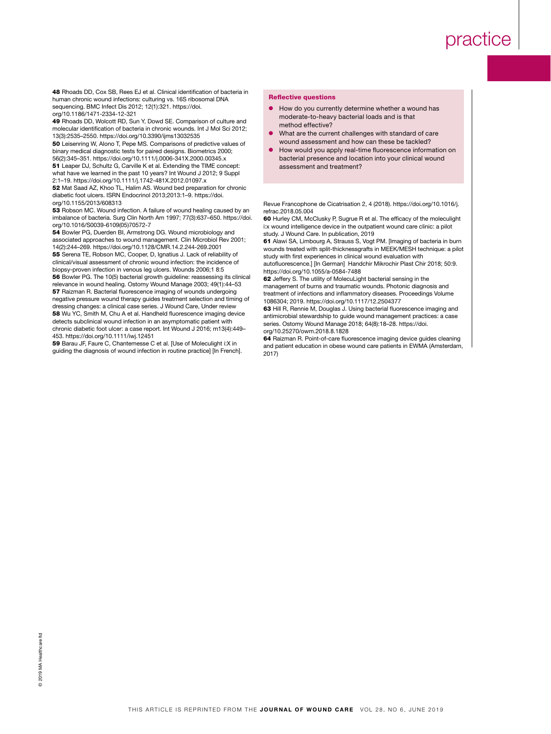48 Rhoads DD, Cox SB, Rees EJ et al. Clinical identification of bacteria in human chronic wound infections: culturing vs. 16S ribosomal DNA sequencing. BMC Infect Dis 2012; 12(1):321. https://doi.org/10.1186/1471-2334-12-321

49 Rhoads DD, Wolcott RD, Sun Y, Dowd SE. Comparison of culture and molecular identification of bacteria in chronic wounds. Int J Mol Sci 2012; 13(3):2535–2550. https://doi.org/10.3390/ijms13032535

50 Leisenring W, Alono T, Pepe MS. Comparisons of predictive values of binary medical diagnostic tests for paired designs. Biometrics 2000; 56(2):345–351. https://doi.org/10.1111/j.0006-341X.2000.00345.x

51 Leaper DJ, Schultz G, Carville K et al. Extending the TIME concept: what have we learned in the past 10 years? Int Wound J 2012; 9 Suppl 2:1–19. https://doi.org/10.1111/j.1742-481X.2012.01097.x

52 Mat Saad AZ, Khoo TL, Halim AS. Wound bed preparation for chronic diabetic foot ulcers. ISRN Endocrinol 2013;2013:1–9. https://doi.org/10.1155/2013/608313

53 Robson MC. Wound infection. A failure of wound healing caused by an imbalance of bacteria. Surg Clin North Am 1997; 77(3):637–650. https://doi.org/10.1016/S0039-6109(05)70572-7

54 Bowler PG, Duerden BI, Armstrong DG. Wound microbiology and associated approaches to wound management. Clin Microbiol Rev 2001; 14(2):244–269. https://doi.org/10.1128/CMR.14.2.244-269.2001

55 Serena TE, Robson MC, Cooper, D, Ignatius J. Lack of reliability of clinical/visual assessment of chronic wound infection: the incidence of biopsy-proven infection in venous leg ulcers. Wounds 2006;1 8:5

56 Bowler PG. The 10(5) bacterial growth guideline: reassessing its clinical relevance in wound healing. Ostomy Wound Manage 2003; 49(1):44–53

57 Raizman R. Bacterial fluorescence imaging of wounds undergoing negative pressure wound therapy guides treatment selection and timing of dressing changes: a clinical case series. J Wound Care, Under review

58 Wu YC, Smith M, Chu A et al. Handheld fluorescence imaging device detects subclinical wound infection in an asymptomatic patient with chronic diabetic foot ulcer: a case report. Int Wound J 2016; m13(4):449–453. https://doi.org/10.1111/iwj.12451

59 Barau JF, Faure C, Chantemesse C et al. [Use of Moleculight i:X in guiding the diagnosis of wound infection in routine practice] [In French]. Revue Francophone de Cicatrisation 2, 4 (2018). https://doi.org/10.1016/j.refrac.2018.05.004

60 Hurley CM, McClusky P, Sugrue R et al. The efficacy of the moleculight i:x wound intelligence device in the outpatient wound care clinic: a pilot study. J Wound Care. In publication, 2019

61 Alawi SA, Limbourg A, Strauss S, Vogt PM. [Imaging of bacteria in burn wounds treated with split-thicknessgrafts in MEEK/MESH technique: a pilot study with first experiences in clinical wound evaluation with autofluorescence.] [In German] Handchir Mikrochir Plast Chir 2018; 50:9. https://doi.org/10.1055/a-0584-7488

62 Jeffery S. The utility of MolecuLight bacterial sensing in the management of burns and traumatic wounds. Photonic diagnosis and treatment of infections and inflammatory diseases. Proceedings Volume 1086304; 2019. https://doi.org/10.1117/12.2504377

63 Hill R, Rennie M, Douglas J. Using bacterial fluorescence imaging and antimicrobial stewardship to guide wound management practices: a case series. Ostomy Wound Manage 2018; 64(8):18–28. https://doi.org/10.25270/owm.2018.8.1828

64 Raizman R. Point-of-care fluorescence imaging device guides cleaning and patient education in obese wound care patients in EWMA (Amsterdam, 2017)

### Reflective questions

- How do you currently determine whether a wound has moderate-to-heavy bacterial loads and is that method effective?
- What are the current challenges with standard of care wound assessment and how can these be tackled?
- How would you apply real-time fluorescence information on bacterial presence and location into your clinical wound assessment and treatment?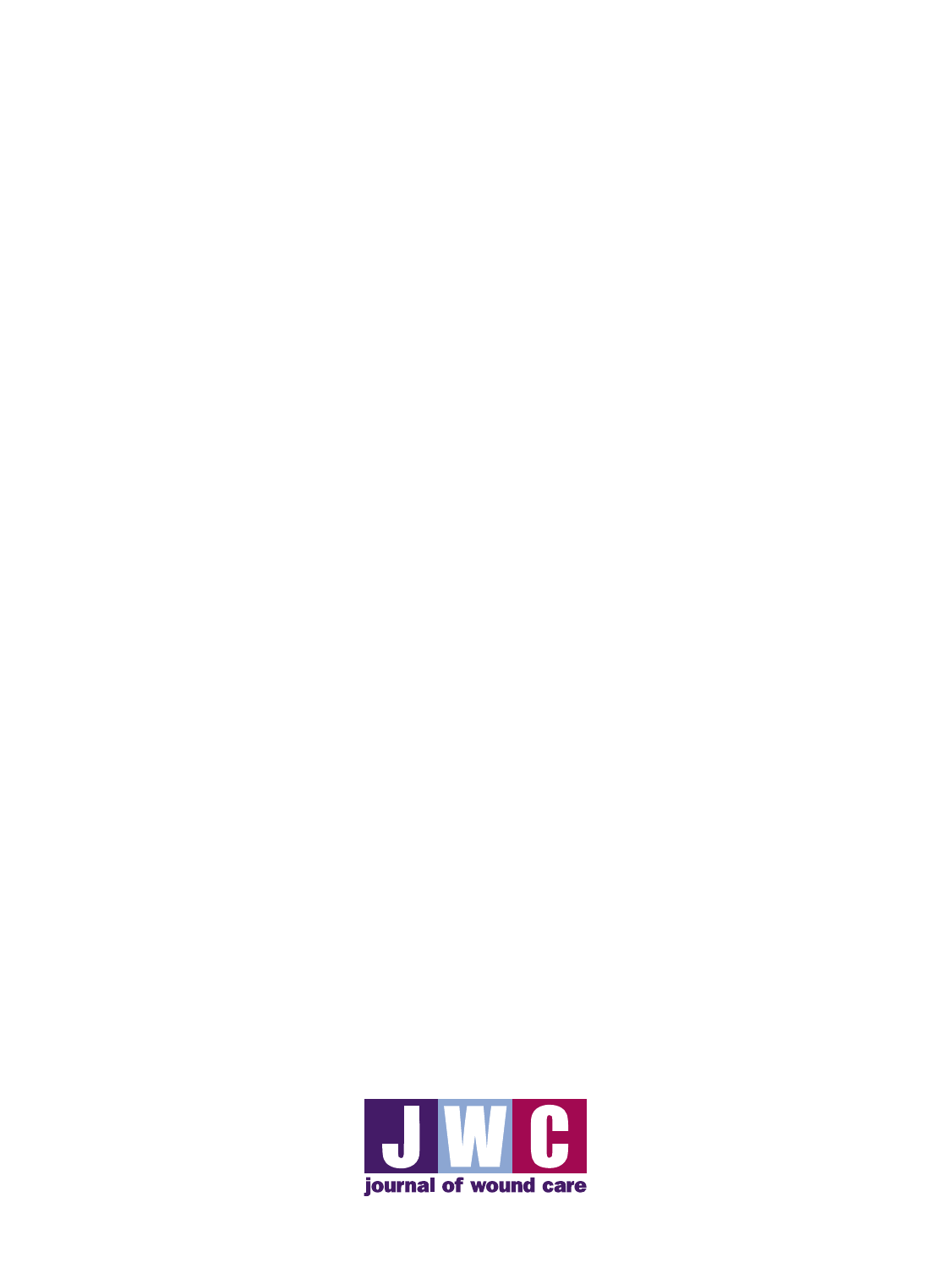JWC

journal of wound care